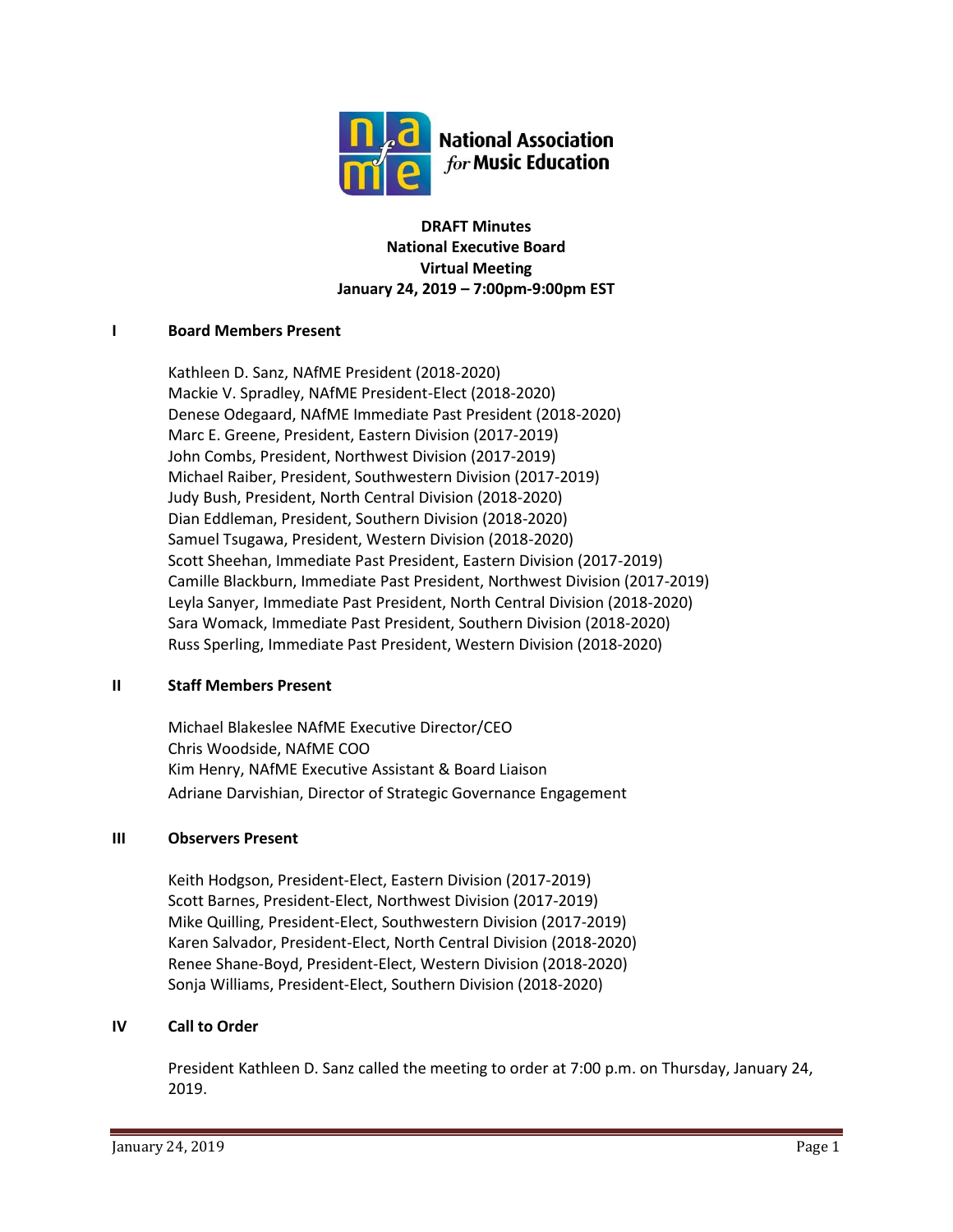National Association *for* Music Education

**DRAFT Minutes**
**National Executive Board**
**Virtual Meeting**
**January 24, 2019 – 7:00pm-9:00pm EST**

## I Board Members Present

Kathleen D. Sanz, NAfME President (2018-2020)
Mackie V. Spradley, NAfME President-Elect (2018-2020)
Denese Odegaard, NAfME Immediate Past President (2018-2020)
Marc E. Greene, President, Eastern Division (2017-2019)
John Combs, President, Northwest Division (2017-2019)
Michael Raiber, President, Southwestern Division (2017-2019)
Judy Bush, President, North Central Division (2018-2020)
Dian Eddleman, President, Southern Division (2018-2020)
Samuel Tsugawa, President, Western Division (2018-2020)
Scott Sheehan, Immediate Past President, Eastern Division (2017-2019)
Camille Blackburn, Immediate Past President, Northwest Division (2017-2019)
Leyla Sanyer, Immediate Past President, North Central Division (2018-2020)
Sara Womack, Immediate Past President, Southern Division (2018-2020)
Russ Sperling, Immediate Past President, Western Division (2018-2020)

## II Staff Members Present

Michael Blakeslee NAfME Executive Director/CEO
Chris Woodside, NAfME COO
Kim Henry, NAfME Executive Assistant & Board Liaison
Adriane Darvishian, Director of Strategic Governance Engagement

## III Observers Present

Keith Hodgson, President-Elect, Eastern Division (2017-2019)
Scott Barnes, President-Elect, Northwest Division (2017-2019)
Mike Quilling, President-Elect, Southwestern Division (2017-2019)
Karen Salvador, President-Elect, North Central Division (2018-2020)
Renee Shane-Boyd, President-Elect, Western Division (2018-2020)
Sonja Williams, President-Elect, Southern Division (2018-2020)

## IV Call to Order

President Kathleen D. Sanz called the meeting to order at 7:00 p.m. on Thursday, January 24, 2019.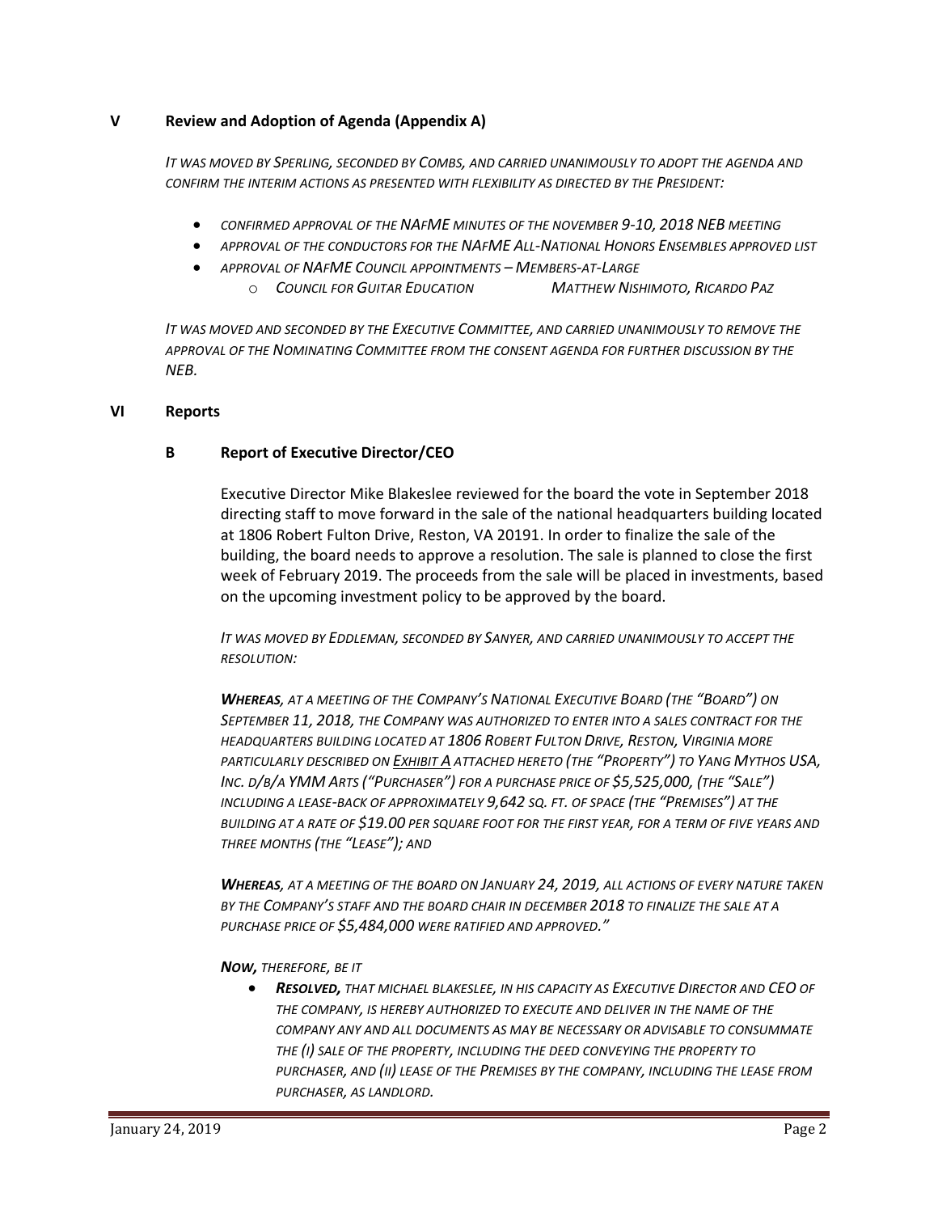## V Review and Adoption of Agenda (Appendix A)

*IT WAS MOVED BY SPERLING, SECONDED BY COMBS, AND CARRIED UNANIMOUSLY TO ADOPT THE AGENDA AND CONFIRM THE INTERIM ACTIONS AS PRESENTED WITH FLEXIBILITY AS DIRECTED BY THE PRESIDENT:*

- *CONFIRMED APPROVAL OF THE NAFME MINUTES OF THE NOVEMBER 9-10, 2018 NEB MEETING*
- *APPROVAL OF THE CONDUCTORS FOR THE NAFME ALL-NATIONAL HONORS ENSEMBLES APPROVED LIST*
- *APPROVAL OF NAFME COUNCIL APPOINTMENTS – MEMBERS-AT-LARGE*
    - *COUNCIL FOR GUITAR EDUCATION MATTHEW NISHIMOTO, RICARDO PAZ*

*IT WAS MOVED AND SECONDED BY THE EXECUTIVE COMMITTEE, AND CARRIED UNANIMOUSLY TO REMOVE THE APPROVAL OF THE NOMINATING COMMITTEE FROM THE CONSENT AGENDA FOR FURTHER DISCUSSION BY THE NEB.*

## VI Reports

### B Report of Executive Director/CEO

Executive Director Mike Blakeslee reviewed for the board the vote in September 2018 directing staff to move forward in the sale of the national headquarters building located at 1806 Robert Fulton Drive, Reston, VA 20191. In order to finalize the sale of the building, the board needs to approve a resolution. The sale is planned to close the first week of February 2019. The proceeds from the sale will be placed in investments, based on the upcoming investment policy to be approved by the board.

*IT WAS MOVED BY EDDLEMAN, SECONDED BY SANYER, AND CARRIED UNANIMOUSLY TO ACCEPT THE RESOLUTION:*

***WHEREAS**, AT A MEETING OF THE COMPANY'S NATIONAL EXECUTIVE BOARD (THE "BOARD") ON SEPTEMBER 11, 2018, THE COMPANY WAS AUTHORIZED TO ENTER INTO A SALES CONTRACT FOR THE HEADQUARTERS BUILDING LOCATED AT 1806 ROBERT FULTON DRIVE, RESTON, VIRGINIA MORE PARTICULARLY DESCRIBED ON EXHIBIT A ATTACHED HERETO (THE "PROPERTY") TO YANG MYTHOS USA, INC. D/B/A YMM ARTS ("PURCHASER") FOR A PURCHASE PRICE OF $5,525,000, (THE "SALE") INCLUDING A LEASE-BACK OF APPROXIMATELY 9,642 SQ. FT. OF SPACE (THE "PREMISES") AT THE BUILDING AT A RATE OF $19.00 PER SQUARE FOOT FOR THE FIRST YEAR, FOR A TERM OF FIVE YEARS AND THREE MONTHS (THE "LEASE"); AND*

***WHEREAS**, AT A MEETING OF THE BOARD ON JANUARY 24, 2019, ALL ACTIONS OF EVERY NATURE TAKEN BY THE COMPANY'S STAFF AND THE BOARD CHAIR IN DECEMBER 2018 TO FINALIZE THE SALE AT A PURCHASE PRICE OF $5,484,000 WERE RATIFIED AND APPROVED."*

***NOW,** THEREFORE, BE IT*

- ***RESOLVED,** THAT MICHAEL BLAKESLEE, IN HIS CAPACITY AS EXECUTIVE DIRECTOR AND CEO OF THE COMPANY, IS HEREBY AUTHORIZED TO EXECUTE AND DELIVER IN THE NAME OF THE COMPANY ANY AND ALL DOCUMENTS AS MAY BE NECESSARY OR ADVISABLE TO CONSUMMATE THE (I) SALE OF THE PROPERTY, INCLUDING THE DEED CONVEYING THE PROPERTY TO PURCHASER, AND (II) LEASE OF THE PREMISES BY THE COMPANY, INCLUDING THE LEASE FROM PURCHASER, AS LANDLORD.*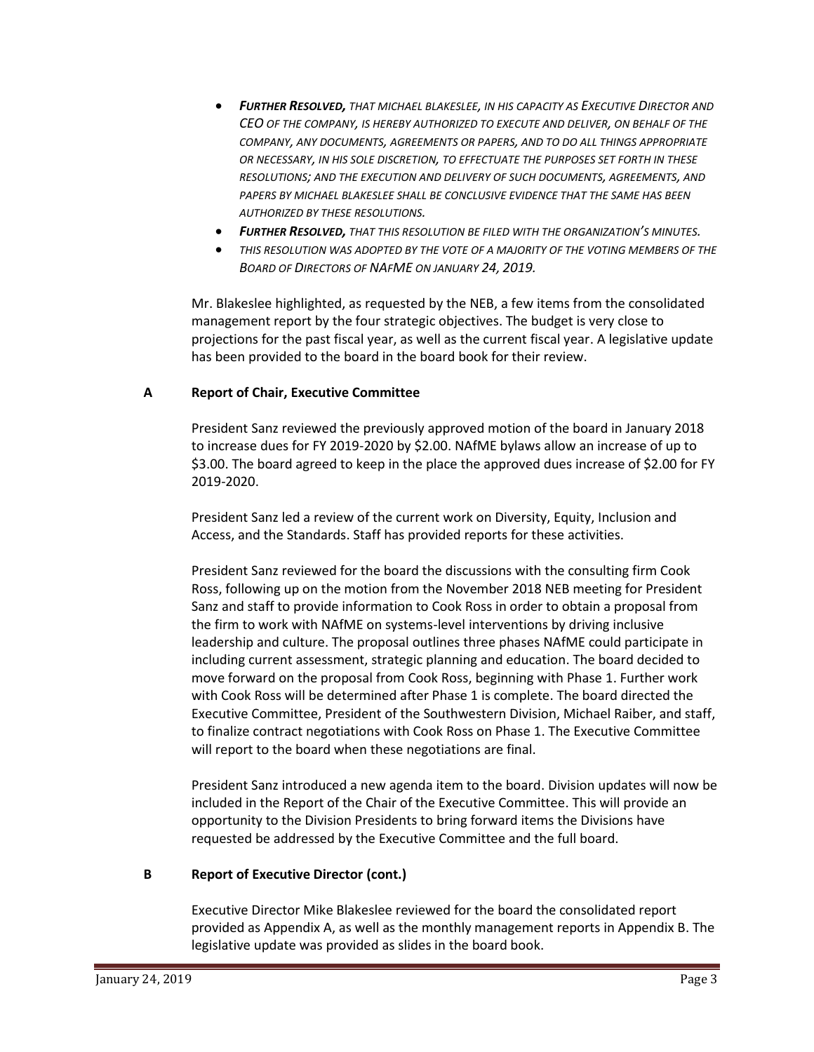- ***FURTHER RESOLVED,*** *THAT MICHAEL BLAKESLEE, IN HIS CAPACITY AS EXECUTIVE DIRECTOR AND CEO OF THE COMPANY, IS HEREBY AUTHORIZED TO EXECUTE AND DELIVER, ON BEHALF OF THE COMPANY, ANY DOCUMENTS, AGREEMENTS OR PAPERS, AND TO DO ALL THINGS APPROPRIATE OR NECESSARY, IN HIS SOLE DISCRETION, TO EFFECTUATE THE PURPOSES SET FORTH IN THESE RESOLUTIONS; AND THE EXECUTION AND DELIVERY OF SUCH DOCUMENTS, AGREEMENTS, AND PAPERS BY MICHAEL BLAKESLEE SHALL BE CONCLUSIVE EVIDENCE THAT THE SAME HAS BEEN AUTHORIZED BY THESE RESOLUTIONS.*
- ***FURTHER RESOLVED,*** *THAT THIS RESOLUTION BE FILED WITH THE ORGANIZATION'S MINUTES.*
- *THIS RESOLUTION WAS ADOPTED BY THE VOTE OF A MAJORITY OF THE VOTING MEMBERS OF THE BOARD OF DIRECTORS OF NAFME ON JANUARY 24, 2019.*

Mr. Blakeslee highlighted, as requested by the NEB, a few items from the consolidated management report by the four strategic objectives. The budget is very close to projections for the past fiscal year, as well as the current fiscal year. A legislative update has been provided to the board in the board book for their review.

**A Report of Chair, Executive Committee**

President Sanz reviewed the previously approved motion of the board in January 2018 to increase dues for FY 2019-2020 by $2.00. NAfME bylaws allow an increase of up to $3.00. The board agreed to keep in the place the approved dues increase of $2.00 for FY 2019-2020.

President Sanz led a review of the current work on Diversity, Equity, Inclusion and Access, and the Standards. Staff has provided reports for these activities.

President Sanz reviewed for the board the discussions with the consulting firm Cook Ross, following up on the motion from the November 2018 NEB meeting for President Sanz and staff to provide information to Cook Ross in order to obtain a proposal from the firm to work with NAfME on systems-level interventions by driving inclusive leadership and culture. The proposal outlines three phases NAfME could participate in including current assessment, strategic planning and education. The board decided to move forward on the proposal from Cook Ross, beginning with Phase 1. Further work with Cook Ross will be determined after Phase 1 is complete. The board directed the Executive Committee, President of the Southwestern Division, Michael Raiber, and staff, to finalize contract negotiations with Cook Ross on Phase 1. The Executive Committee will report to the board when these negotiations are final.

President Sanz introduced a new agenda item to the board. Division updates will now be included in the Report of the Chair of the Executive Committee. This will provide an opportunity to the Division Presidents to bring forward items the Divisions have requested be addressed by the Executive Committee and the full board.

**B Report of Executive Director (cont.)**

Executive Director Mike Blakeslee reviewed for the board the consolidated report provided as Appendix A, as well as the monthly management reports in Appendix B. The legislative update was provided as slides in the board book.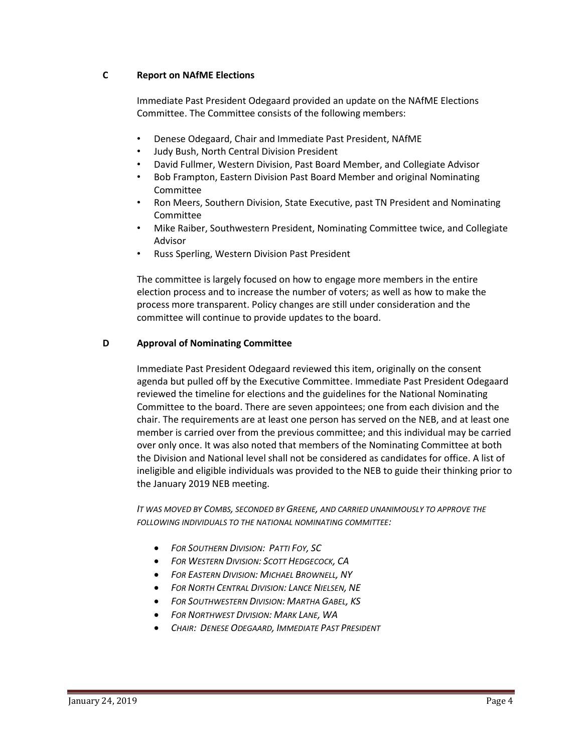### C Report on NAfME Elections

Immediate Past President Odegaard provided an update on the NAfME Elections Committee. The Committee consists of the following members:

- Denese Odegaard, Chair and Immediate Past President, NAfME
- Judy Bush, North Central Division President
- David Fullmer, Western Division, Past Board Member, and Collegiate Advisor
- Bob Frampton, Eastern Division Past Board Member and original Nominating Committee
- Ron Meers, Southern Division, State Executive, past TN President and Nominating Committee
- Mike Raiber, Southwestern President, Nominating Committee twice, and Collegiate Advisor
- Russ Sperling, Western Division Past President

The committee is largely focused on how to engage more members in the entire election process and to increase the number of voters; as well as how to make the process more transparent. Policy changes are still under consideration and the committee will continue to provide updates to the board.

### D Approval of Nominating Committee

Immediate Past President Odegaard reviewed this item, originally on the consent agenda but pulled off by the Executive Committee. Immediate Past President Odegaard reviewed the timeline for elections and the guidelines for the National Nominating Committee to the board. There are seven appointees; one from each division and the chair. The requirements are at least one person has served on the NEB, and at least one member is carried over from the previous committee; and this individual may be carried over only once. It was also noted that members of the Nominating Committee at both the Division and National level shall not be considered as candidates for office. A list of ineligible and eligible individuals was provided to the NEB to guide their thinking prior to the January 2019 NEB meeting.

*IT WAS MOVED BY COMBS, SECONDED BY GREENE, AND CARRIED UNANIMOUSLY TO APPROVE THE FOLLOWING INDIVIDUALS TO THE NATIONAL NOMINATING COMMITTEE:*

- *FOR SOUTHERN DIVISION: PATTI FOY, SC*
- *FOR WESTERN DIVISION: SCOTT HEDGECOCK, CA*
- *FOR EASTERN DIVISION: MICHAEL BROWNELL, NY*
- *FOR NORTH CENTRAL DIVISION: LANCE NIELSEN, NE*
- *FOR SOUTHWESTERN DIVISION: MARTHA GABEL, KS*
- *FOR NORTHWEST DIVISION: MARK LANE, WA*
- *CHAIR: DENESE ODEGAARD, IMMEDIATE PAST PRESIDENT*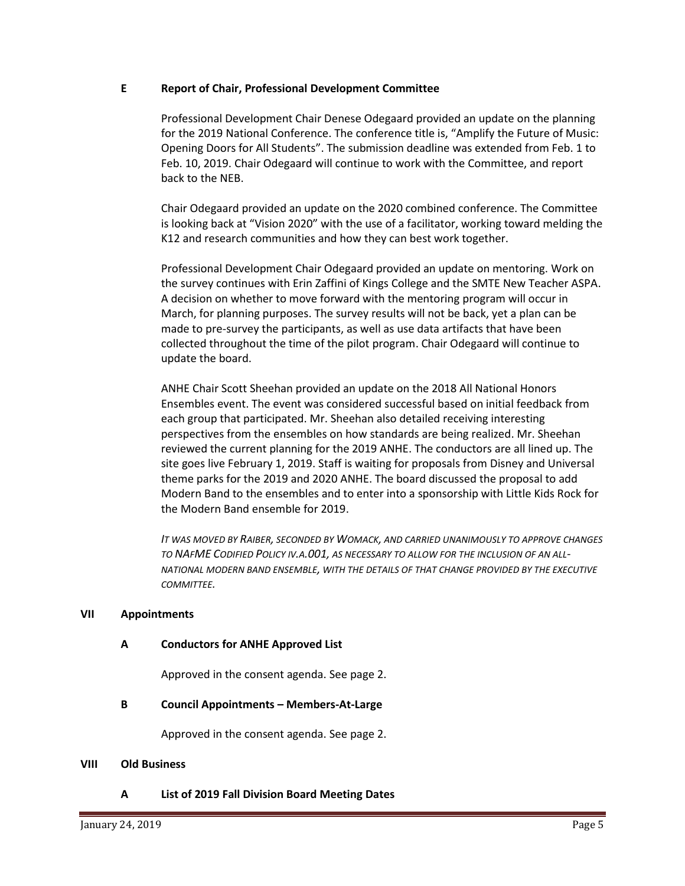### E Report of Chair, Professional Development Committee

Professional Development Chair Denese Odegaard provided an update on the planning for the 2019 National Conference. The conference title is, "Amplify the Future of Music: Opening Doors for All Students". The submission deadline was extended from Feb. 1 to Feb. 10, 2019. Chair Odegaard will continue to work with the Committee, and report back to the NEB.

Chair Odegaard provided an update on the 2020 combined conference. The Committee is looking back at "Vision 2020" with the use of a facilitator, working toward melding the K12 and research communities and how they can best work together.

Professional Development Chair Odegaard provided an update on mentoring. Work on the survey continues with Erin Zaffini of Kings College and the SMTE New Teacher ASPA. A decision on whether to move forward with the mentoring program will occur in March, for planning purposes. The survey results will not be back, yet a plan can be made to pre-survey the participants, as well as use data artifacts that have been collected throughout the time of the pilot program. Chair Odegaard will continue to update the board.

ANHE Chair Scott Sheehan provided an update on the 2018 All National Honors Ensembles event. The event was considered successful based on initial feedback from each group that participated. Mr. Sheehan also detailed receiving interesting perspectives from the ensembles on how standards are being realized. Mr. Sheehan reviewed the current planning for the 2019 ANHE. The conductors are all lined up. The site goes live February 1, 2019. Staff is waiting for proposals from Disney and Universal theme parks for the 2019 and 2020 ANHE. The board discussed the proposal to add Modern Band to the ensembles and to enter into a sponsorship with Little Kids Rock for the Modern Band ensemble for 2019.

*IT WAS MOVED BY RAIBER, SECONDED BY WOMACK, AND CARRIED UNANIMOUSLY TO APPROVE CHANGES TO NAFME CODIFIED POLICY IV.A.001, AS NECESSARY TO ALLOW FOR THE INCLUSION OF AN ALL-NATIONAL MODERN BAND ENSEMBLE, WITH THE DETAILS OF THAT CHANGE PROVIDED BY THE EXECUTIVE COMMITTEE.*

## VII Appointments

### A Conductors for ANHE Approved List

Approved in the consent agenda. See page 2.

### B Council Appointments – Members-At-Large

Approved in the consent agenda. See page 2.

## VIII Old Business

### A List of 2019 Fall Division Board Meeting Dates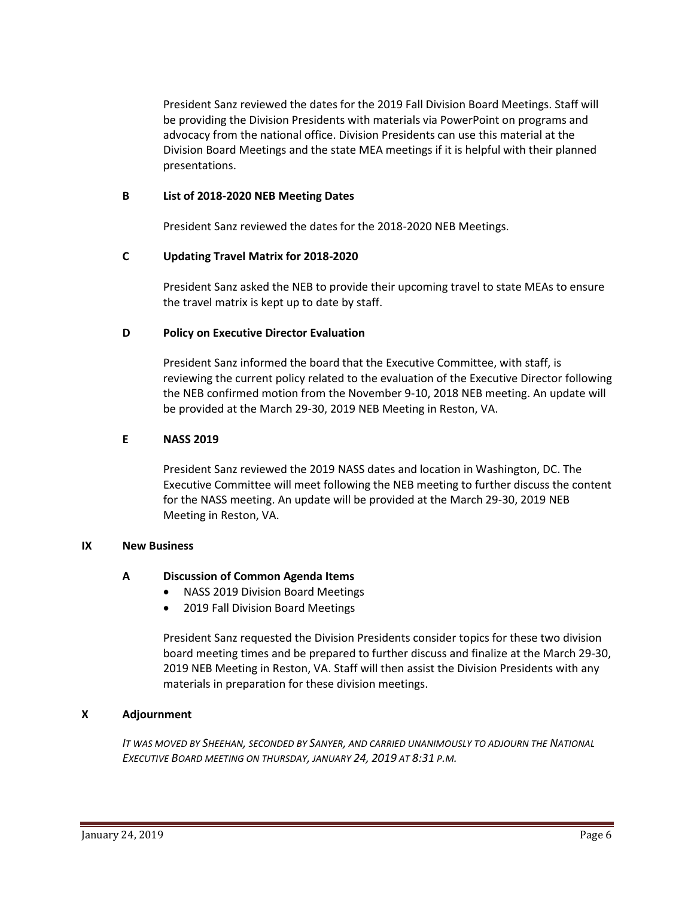President Sanz reviewed the dates for the 2019 Fall Division Board Meetings. Staff will be providing the Division Presidents with materials via PowerPoint on programs and advocacy from the national office. Division Presidents can use this material at the Division Board Meetings and the state MEA meetings if it is helpful with their planned presentations.

### B List of 2018-2020 NEB Meeting Dates

President Sanz reviewed the dates for the 2018-2020 NEB Meetings.

### C Updating Travel Matrix for 2018-2020

President Sanz asked the NEB to provide their upcoming travel to state MEAs to ensure the travel matrix is kept up to date by staff.

### D Policy on Executive Director Evaluation

President Sanz informed the board that the Executive Committee, with staff, is reviewing the current policy related to the evaluation of the Executive Director following the NEB confirmed motion from the November 9-10, 2018 NEB meeting. An update will be provided at the March 29-30, 2019 NEB Meeting in Reston, VA.

### E NASS 2019

President Sanz reviewed the 2019 NASS dates and location in Washington, DC. The Executive Committee will meet following the NEB meeting to further discuss the content for the NASS meeting. An update will be provided at the March 29-30, 2019 NEB Meeting in Reston, VA.

## IX New Business

### A Discussion of Common Agenda Items

- NASS 2019 Division Board Meetings
- 2019 Fall Division Board Meetings

President Sanz requested the Division Presidents consider topics for these two division board meeting times and be prepared to further discuss and finalize at the March 29-30, 2019 NEB Meeting in Reston, VA. Staff will then assist the Division Presidents with any materials in preparation for these division meetings.

## X Adjournment

*IT WAS MOVED BY SHEEHAN, SECONDED BY SANYER, AND CARRIED UNANIMOUSLY TO ADJOURN THE NATIONAL EXECUTIVE BOARD MEETING ON THURSDAY, JANUARY 24, 2019 AT 8:31 P.M.*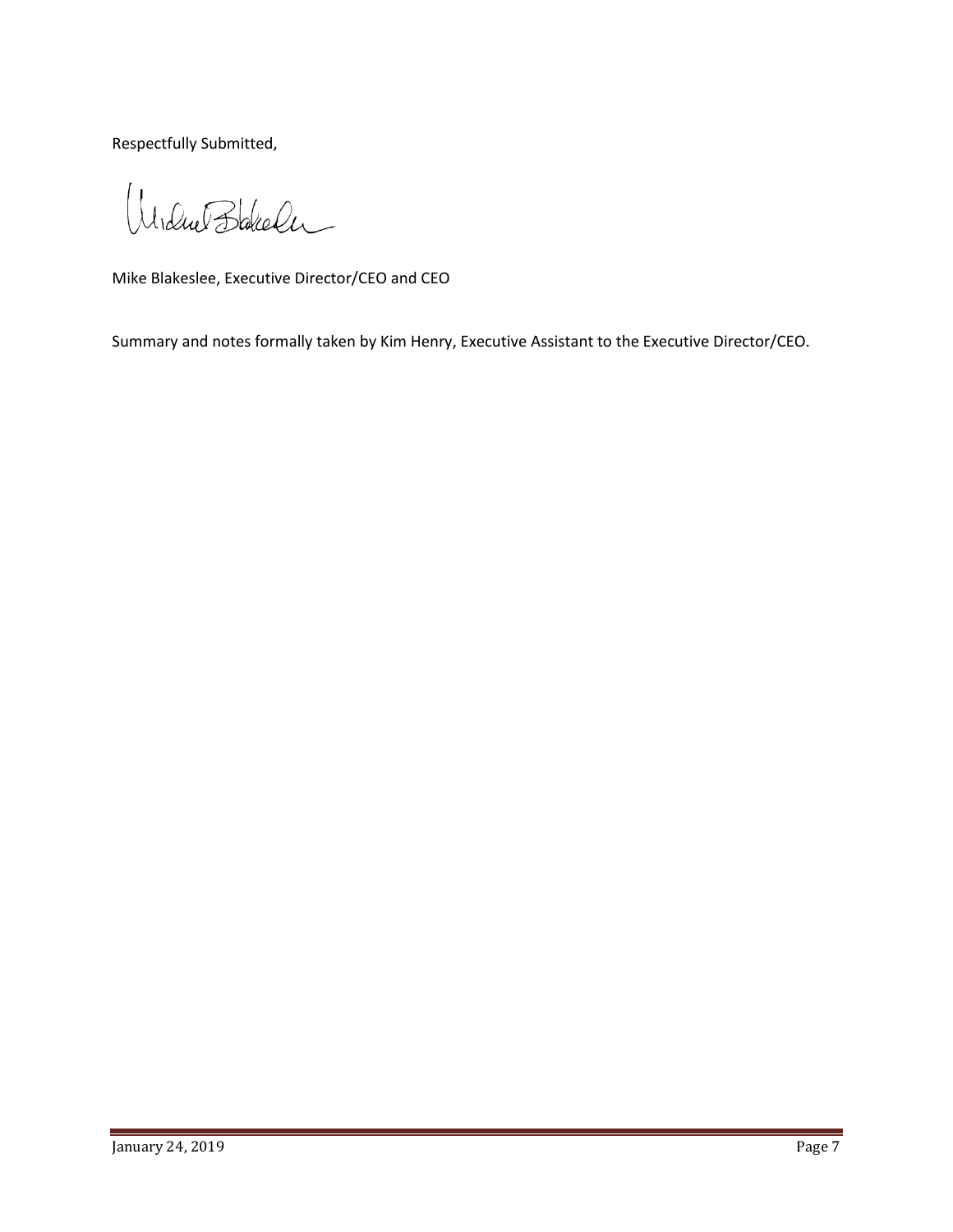Respectfully Submitted,

Mike Blakeslee, Executive Director/CEO and CEO

Summary and notes formally taken by Kim Henry, Executive Assistant to the Executive Director/CEO.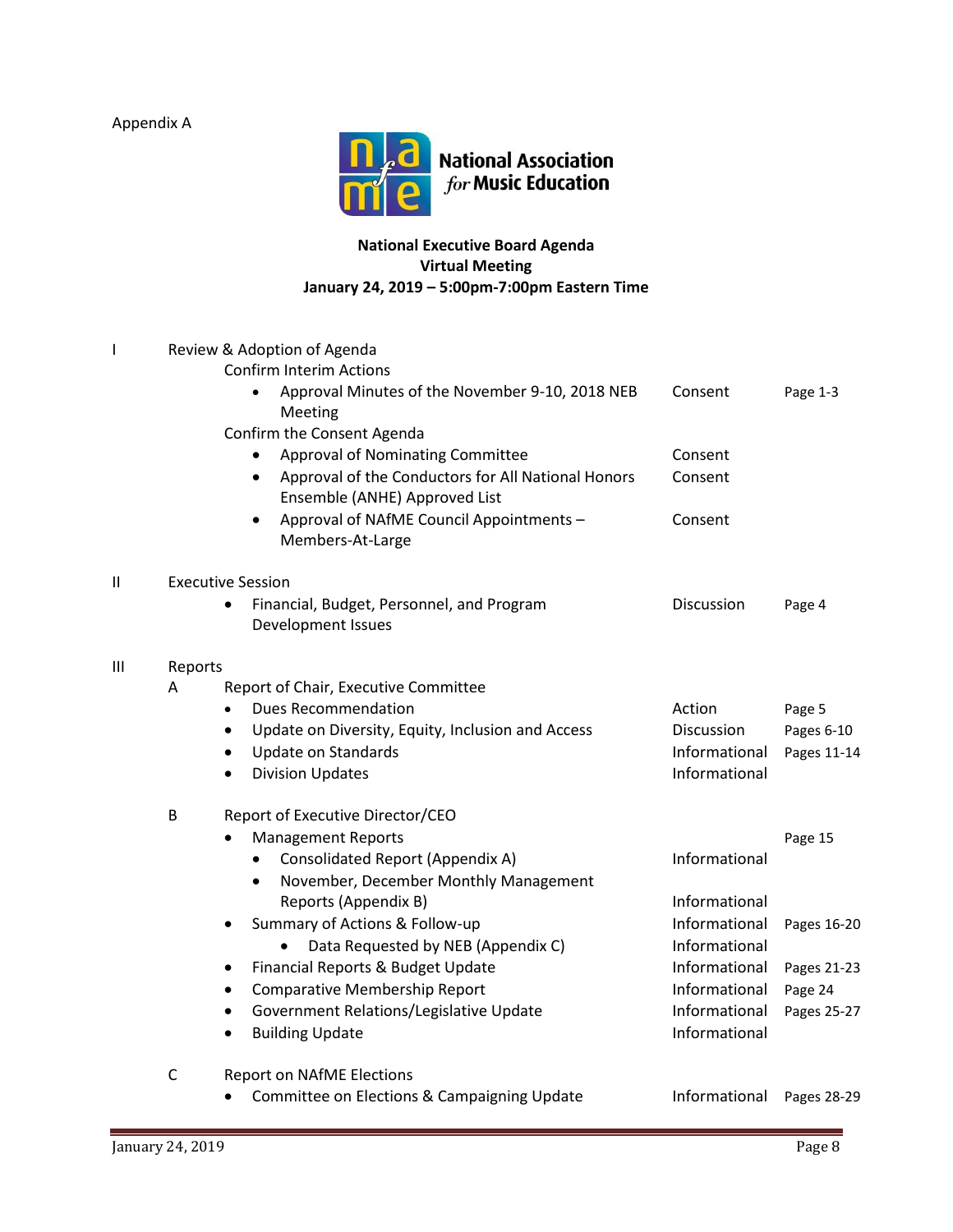Appendix A

National Association *for* Music Education

**National Executive Board Agenda**
**Virtual Meeting**
**January 24, 2019 – 5:00pm-7:00pm Eastern Time**

| | | | |
|---|---|---|---|
| I | Review & Adoption of Agenda | | |
| | Confirm Interim Actions | | |
| | • Approval Minutes of the November 9-10, 2018 NEB Meeting | Consent | Page 1-3 |
| | Confirm the Consent Agenda | | |
| | • Approval of Nominating Committee | Consent | |
| | • Approval of the Conductors for All National Honors Ensemble (ANHE) Approved List | Consent | |
| | • Approval of NAfME Council Appointments – Members-At-Large | Consent | |
| II | Executive Session | | |
| | • Financial, Budget, Personnel, and Program Development Issues | Discussion | Page 4 |
| III | Reports | | |
| | A Report of Chair, Executive Committee | | |
| | • Dues Recommendation | Action | Page 5 |
| | • Update on Diversity, Equity, Inclusion and Access | Discussion | Pages 6-10 |
| | • Update on Standards | Informational | Pages 11-14 |
| | • Division Updates | Informational | |
| | B Report of Executive Director/CEO | | |
| | • Management Reports | | Page 15 |
| | • Consolidated Report (Appendix A) | Informational | |
| | • November, December Monthly Management Reports (Appendix B) | Informational | |
| | • Summary of Actions & Follow-up | Informational | Pages 16-20 |
| | • Data Requested by NEB (Appendix C) | Informational | |
| | • Financial Reports & Budget Update | Informational | Pages 21-23 |
| | • Comparative Membership Report | Informational | Page 24 |
| | • Government Relations/Legislative Update | Informational | Pages 25-27 |
| | • Building Update | Informational | |
| | C Report on NAfME Elections | | |
| | • Committee on Elections & Campaigning Update | Informational | Pages 28-29 |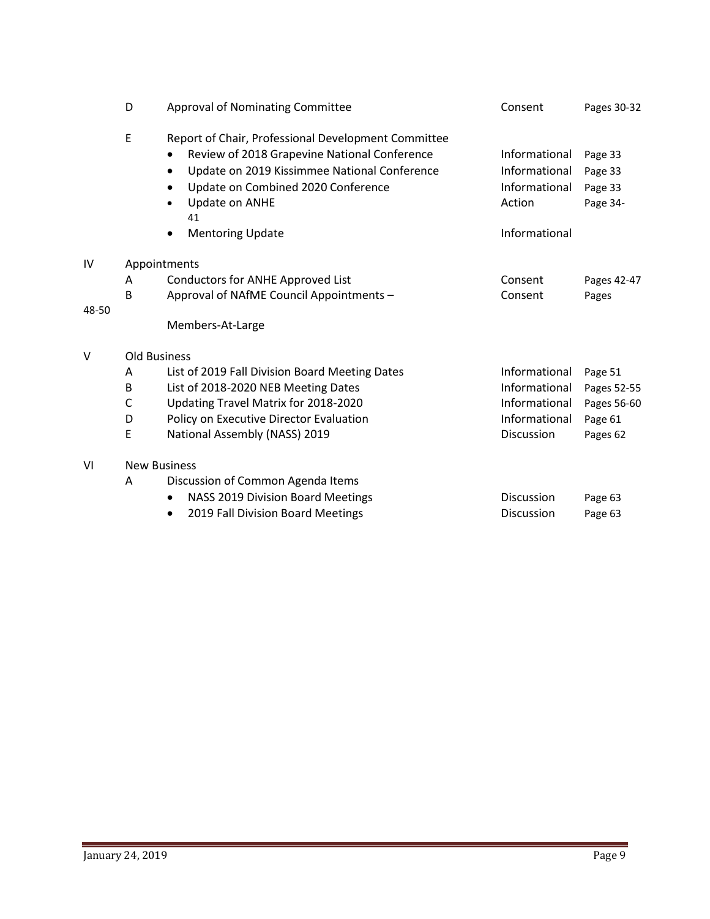| | | | | |
|---|---|---|---|---|
| | D | Approval of Nominating Committee | Consent | Pages 30-32 |
| | E | Report of Chair, Professional Development Committee | | |
| | | • Review of 2018 Grapevine National Conference | Informational | Page 33 |
| | | • Update on 2019 Kissimmee National Conference | Informational | Page 33 |
| | | • Update on Combined 2020 Conference | Informational | Page 33 |
| | | • Update on ANHE | Action | Page 34-41 |
| | | • Mentoring Update | Informational | |
| IV | Appointments | | | |
| | A | Conductors for ANHE Approved List | Consent | Pages 42-47 |
| | B | Approval of NAfME Council Appointments – Members-At-Large | Consent | Pages 48-50 |
| V | Old Business | | | |
| | A | List of 2019 Fall Division Board Meeting Dates | Informational | Page 51 |
| | B | List of 2018-2020 NEB Meeting Dates | Informational | Pages 52-55 |
| | C | Updating Travel Matrix for 2018-2020 | Informational | Pages 56-60 |
| | D | Policy on Executive Director Evaluation | Informational | Page 61 |
| | E | National Assembly (NASS) 2019 | Discussion | Pages 62 |
| VI | New Business | | | |
| | A | Discussion of Common Agenda Items | | |
| | | • NASS 2019 Division Board Meetings | Discussion | Page 63 |
| | | • 2019 Fall Division Board Meetings | Discussion | Page 63 |